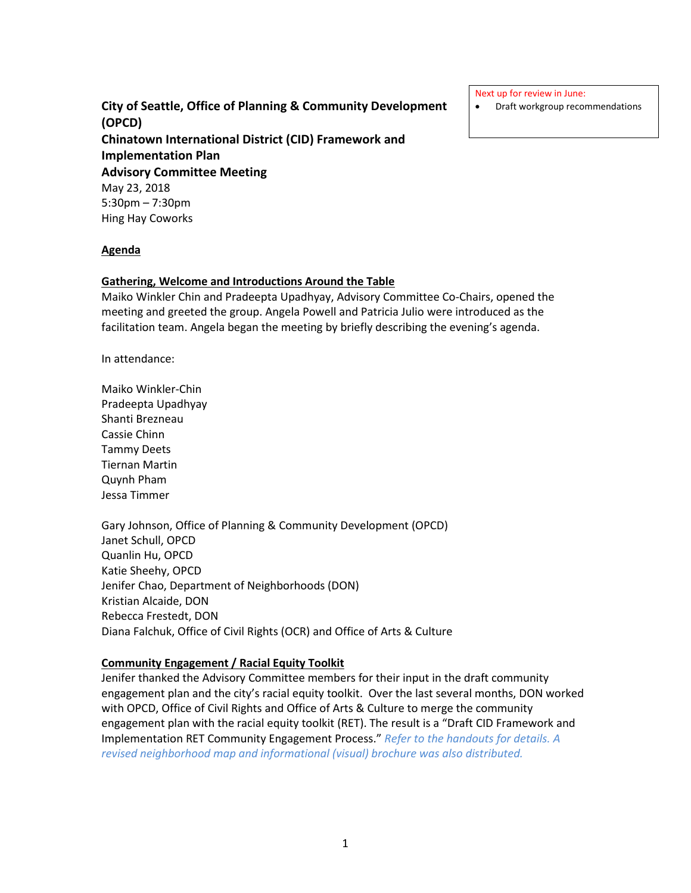Next up for review in June:

- Draft workgroup recommendations

**City of Seattle, Office of Planning & Community Development (OPCD)**
**Chinatown International District (CID) Framework and Implementation Plan**
**Advisory Committee Meeting**

May 23, 2018
5:30pm – 7:30pm
Hing Hay Coworks

**Agenda**

**Gathering, Welcome and Introductions Around the Table**

Maiko Winkler Chin and Pradeepta Upadhyay, Advisory Committee Co-Chairs, opened the meeting and greeted the group. Angela Powell and Patricia Julio were introduced as the facilitation team. Angela began the meeting by briefly describing the evening's agenda.

In attendance:

Maiko Winkler-Chin
Pradeepta Upadhyay
Shanti Brezneau
Cassie Chinn
Tammy Deets
Tiernan Martin
Quynh Pham
Jessa Timmer

Gary Johnson, Office of Planning & Community Development (OPCD)
Janet Schull, OPCD
Quanlin Hu, OPCD
Katie Sheehy, OPCD
Jenifer Chao, Department of Neighborhoods (DON)
Kristian Alcaide, DON
Rebecca Frestedt, DON
Diana Falchuk, Office of Civil Rights (OCR) and Office of Arts & Culture

**Community Engagement / Racial Equity Toolkit**

Jenifer thanked the Advisory Committee members for their input in the draft community engagement plan and the city's racial equity toolkit. Over the last several months, DON worked with OPCD, Office of Civil Rights and Office of Arts & Culture to merge the community engagement plan with the racial equity toolkit (RET). The result is a "Draft CID Framework and Implementation RET Community Engagement Process." *Refer to the handouts for details. A revised neighborhood map and informational (visual) brochure was also distributed.*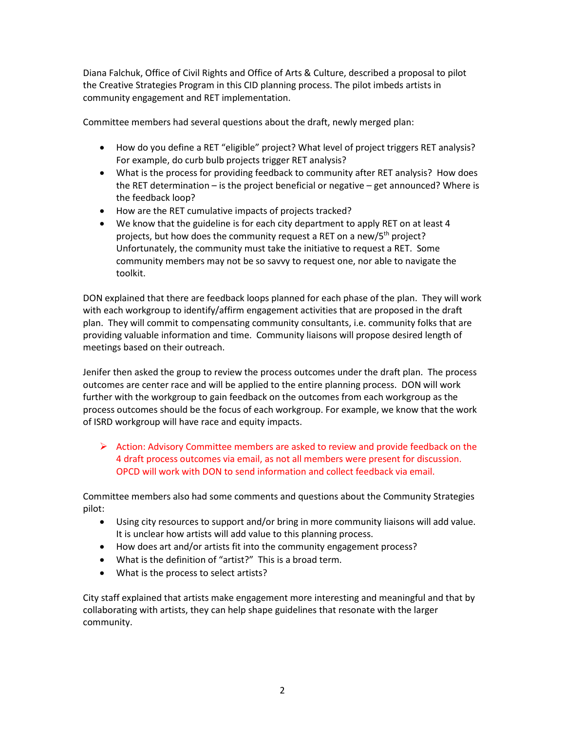Diana Falchuk, Office of Civil Rights and Office of Arts & Culture, described a proposal to pilot the Creative Strategies Program in this CID planning process. The pilot imbeds artists in community engagement and RET implementation.

Committee members had several questions about the draft, newly merged plan:

- How do you define a RET "eligible" project? What level of project triggers RET analysis? For example, do curb bulb projects trigger RET analysis?
- What is the process for providing feedback to community after RET analysis? How does the RET determination – is the project beneficial or negative – get announced? Where is the feedback loop?
- How are the RET cumulative impacts of projects tracked?
- We know that the guideline is for each city department to apply RET on at least 4 projects, but how does the community request a RET on a new/5th project? Unfortunately, the community must take the initiative to request a RET. Some community members may not be so savvy to request one, nor able to navigate the toolkit.

DON explained that there are feedback loops planned for each phase of the plan. They will work with each workgroup to identify/affirm engagement activities that are proposed in the draft plan. They will commit to compensating community consultants, i.e. community folks that are providing valuable information and time. Community liaisons will propose desired length of meetings based on their outreach.

Jenifer then asked the group to review the process outcomes under the draft plan. The process outcomes are center race and will be applied to the entire planning process. DON will work further with the workgroup to gain feedback on the outcomes from each workgroup as the process outcomes should be the focus of each workgroup. For example, we know that the work of ISRD workgroup will have race and equity impacts.

- Action: Advisory Committee members are asked to review and provide feedback on the 4 draft process outcomes via email, as not all members were present for discussion. OPCD will work with DON to send information and collect feedback via email.

Committee members also had some comments and questions about the Community Strategies pilot:

- Using city resources to support and/or bring in more community liaisons will add value. It is unclear how artists will add value to this planning process.
- How does art and/or artists fit into the community engagement process?
- What is the definition of "artist?" This is a broad term.
- What is the process to select artists?

City staff explained that artists make engagement more interesting and meaningful and that by collaborating with artists, they can help shape guidelines that resonate with the larger community.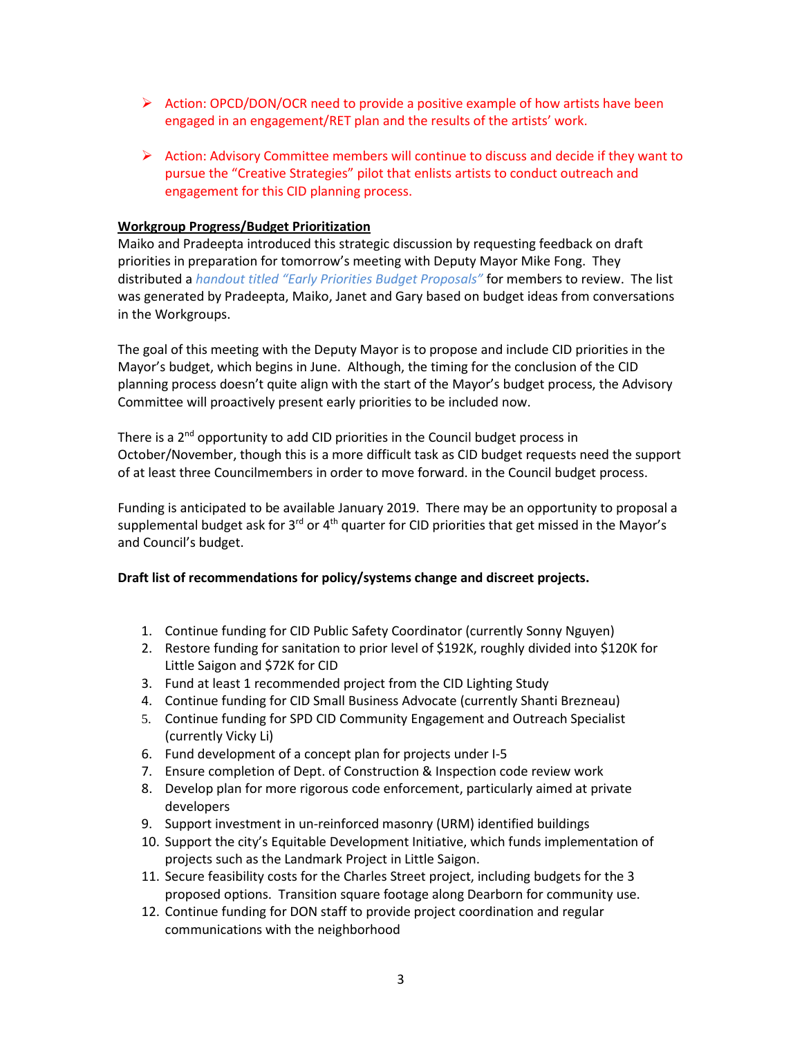- Action: OPCD/DON/OCR need to provide a positive example of how artists have been engaged in an engagement/RET plan and the results of the artists' work.

- Action: Advisory Committee members will continue to discuss and decide if they want to pursue the "Creative Strategies" pilot that enlists artists to conduct outreach and engagement for this CID planning process.

**Workgroup Progress/Budget Prioritization**

Maiko and Pradeepta introduced this strategic discussion by requesting feedback on draft priorities in preparation for tomorrow's meeting with Deputy Mayor Mike Fong. They distributed a *handout titled "Early Priorities Budget Proposals"* for members to review. The list was generated by Pradeepta, Maiko, Janet and Gary based on budget ideas from conversations in the Workgroups.

The goal of this meeting with the Deputy Mayor is to propose and include CID priorities in the Mayor's budget, which begins in June. Although, the timing for the conclusion of the CID planning process doesn't quite align with the start of the Mayor's budget process, the Advisory Committee will proactively present early priorities to be included now.

There is a 2nd opportunity to add CID priorities in the Council budget process in October/November, though this is a more difficult task as CID budget requests need the support of at least three Councilmembers in order to move forward. in the Council budget process.

Funding is anticipated to be available January 2019. There may be an opportunity to proposal a supplemental budget ask for 3rd or 4th quarter for CID priorities that get missed in the Mayor's and Council's budget.

**Draft list of recommendations for policy/systems change and discreet projects.**

1. Continue funding for CID Public Safety Coordinator (currently Sonny Nguyen)
2. Restore funding for sanitation to prior level of $192K, roughly divided into $120K for Little Saigon and $72K for CID
3. Fund at least 1 recommended project from the CID Lighting Study
4. Continue funding for CID Small Business Advocate (currently Shanti Brezneau)
5. Continue funding for SPD CID Community Engagement and Outreach Specialist (currently Vicky Li)
6. Fund development of a concept plan for projects under I-5
7. Ensure completion of Dept. of Construction & Inspection code review work
8. Develop plan for more rigorous code enforcement, particularly aimed at private developers
9. Support investment in un-reinforced masonry (URM) identified buildings
10. Support the city's Equitable Development Initiative, which funds implementation of projects such as the Landmark Project in Little Saigon.
11. Secure feasibility costs for the Charles Street project, including budgets for the 3 proposed options. Transition square footage along Dearborn for community use.
12. Continue funding for DON staff to provide project coordination and regular communications with the neighborhood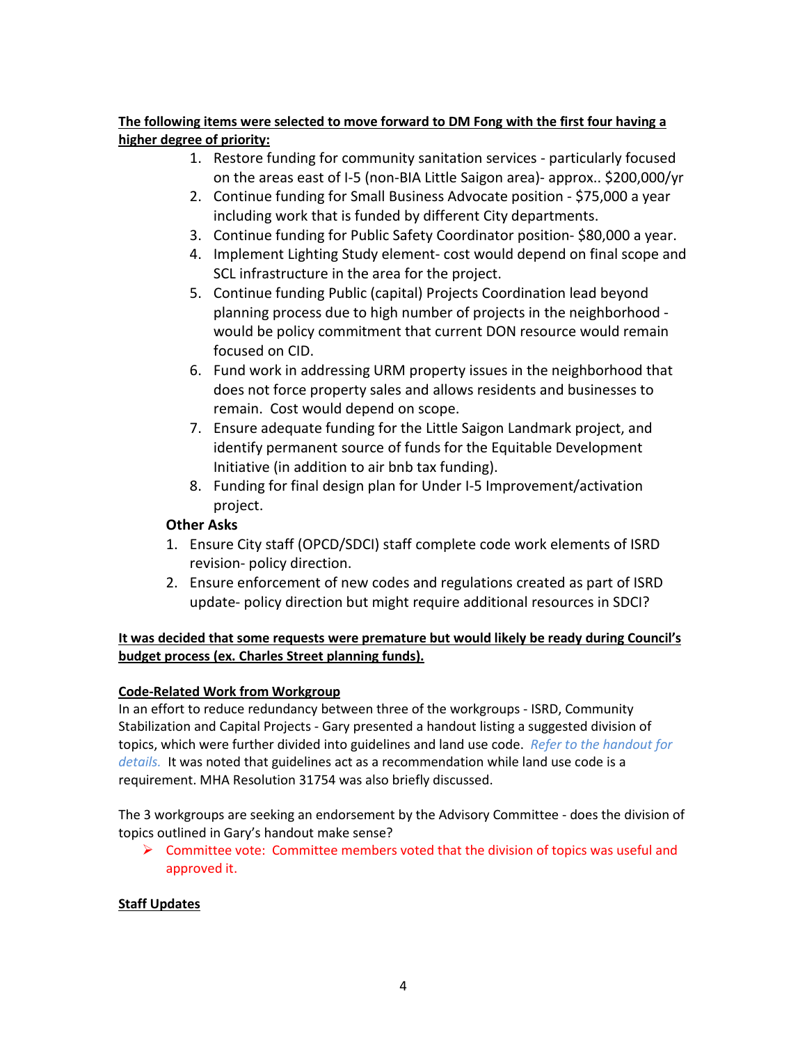**The following items were selected to move forward to DM Fong with the first four having a higher degree of priority:**

1. Restore funding for community sanitation services - particularly focused on the areas east of I-5 (non-BIA Little Saigon area)- approx.. $200,000/yr
2. Continue funding for Small Business Advocate position - $75,000 a year including work that is funded by different City departments.
3. Continue funding for Public Safety Coordinator position- $80,000 a year.
4. Implement Lighting Study element- cost would depend on final scope and SCL infrastructure in the area for the project.
5. Continue funding Public (capital) Projects Coordination lead beyond planning process due to high number of projects in the neighborhood - would be policy commitment that current DON resource would remain focused on CID.
6. Fund work in addressing URM property issues in the neighborhood that does not force property sales and allows residents and businesses to remain. Cost would depend on scope.
7. Ensure adequate funding for the Little Saigon Landmark project, and identify permanent source of funds for the Equitable Development Initiative (in addition to air bnb tax funding).
8. Funding for final design plan for Under I-5 Improvement/activation project.

**Other Asks**

1. Ensure City staff (OPCD/SDCI) staff complete code work elements of ISRD revision- policy direction.
2. Ensure enforcement of new codes and regulations created as part of ISRD update- policy direction but might require additional resources in SDCI?

**It was decided that some requests were premature but would likely be ready during Council's budget process (ex. Charles Street planning funds).**

**Code-Related Work from Workgroup**

In an effort to reduce redundancy between three of the workgroups - ISRD, Community Stabilization and Capital Projects - Gary presented a handout listing a suggested division of topics, which were further divided into guidelines and land use code. *Refer to the handout for details.* It was noted that guidelines act as a recommendation while land use code is a requirement. MHA Resolution 31754 was also briefly discussed.

The 3 workgroups are seeking an endorsement by the Advisory Committee - does the division of topics outlined in Gary's handout make sense?

- Committee vote: Committee members voted that the division of topics was useful and approved it.

**Staff Updates**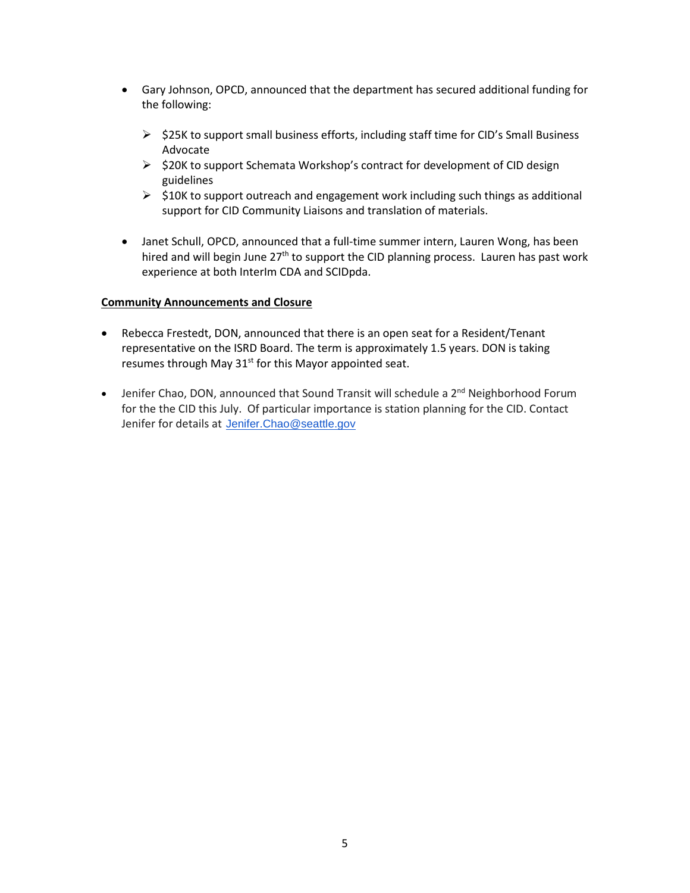- Gary Johnson, OPCD, announced that the department has secured additional funding for the following:
  - $25K to support small business efforts, including staff time for CID's Small Business Advocate
  - $20K to support Schemata Workshop's contract for development of CID design guidelines
  - $10K to support outreach and engagement work including such things as additional support for CID Community Liaisons and translation of materials.

- Janet Schull, OPCD, announced that a full-time summer intern, Lauren Wong, has been hired and will begin June 27th to support the CID planning process. Lauren has past work experience at both InterIm CDA and SCIDpda.

**Community Announcements and Closure**

- Rebecca Frestedt, DON, announced that there is an open seat for a Resident/Tenant representative on the ISRD Board. The term is approximately 1.5 years. DON is taking resumes through May 31st for this Mayor appointed seat.

- Jenifer Chao, DON, announced that Sound Transit will schedule a 2nd Neighborhood Forum for the the CID this July. Of particular importance is station planning for the CID. Contact Jenifer for details at Jenifer.Chao@seattle.gov